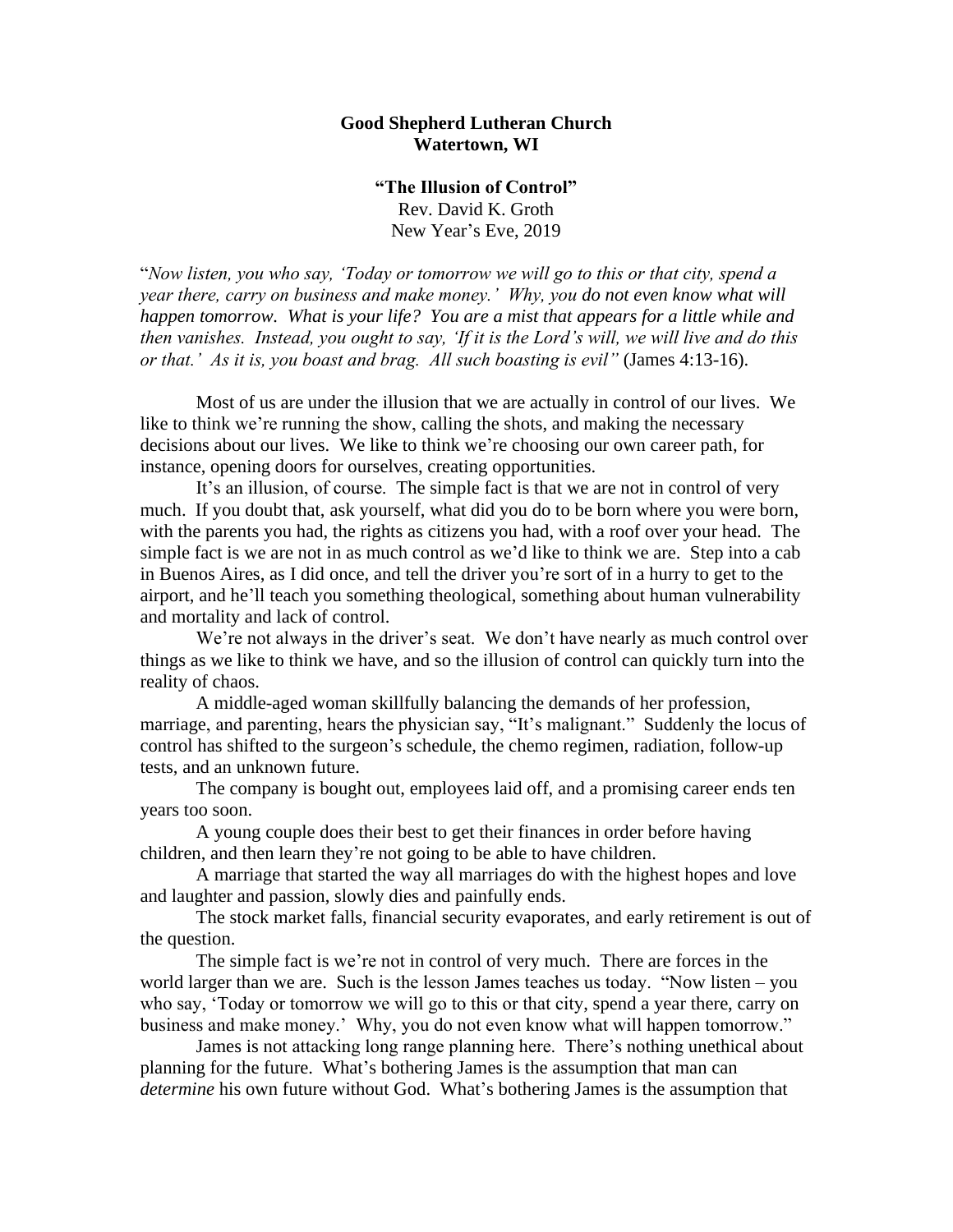**Good Shepherd Lutheran Church**
**Watertown, WI**

**"The Illusion of Control"**
Rev. David K. Groth
New Year's Eve, 2019

"*Now listen, you who say, 'Today or tomorrow we will go to this or that city, spend a year there, carry on business and make money.' Why, you do not even know what will happen tomorrow. What is your life? You are a mist that appears for a little while and then vanishes. Instead, you ought to say, 'If it is the Lord's will, we will live and do this or that.' As it is, you boast and brag. All such boasting is evil"* (James 4:13-16).

Most of us are under the illusion that we are actually in control of our lives. We like to think we're running the show, calling the shots, and making the necessary decisions about our lives. We like to think we're choosing our own career path, for instance, opening doors for ourselves, creating opportunities.

It's an illusion, of course. The simple fact is that we are not in control of very much. If you doubt that, ask yourself, what did you do to be born where you were born, with the parents you had, the rights as citizens you had, with a roof over your head. The simple fact is we are not in as much control as we'd like to think we are. Step into a cab in Buenos Aires, as I did once, and tell the driver you're sort of in a hurry to get to the airport, and he'll teach you something theological, something about human vulnerability and mortality and lack of control.

We're not always in the driver's seat. We don't have nearly as much control over things as we like to think we have, and so the illusion of control can quickly turn into the reality of chaos.

A middle-aged woman skillfully balancing the demands of her profession, marriage, and parenting, hears the physician say, "It's malignant." Suddenly the locus of control has shifted to the surgeon's schedule, the chemo regimen, radiation, follow-up tests, and an unknown future.

The company is bought out, employees laid off, and a promising career ends ten years too soon.

A young couple does their best to get their finances in order before having children, and then learn they're not going to be able to have children.

A marriage that started the way all marriages do with the highest hopes and love and laughter and passion, slowly dies and painfully ends.

The stock market falls, financial security evaporates, and early retirement is out of the question.

The simple fact is we're not in control of very much. There are forces in the world larger than we are. Such is the lesson James teaches us today. "Now listen – you who say, 'Today or tomorrow we will go to this or that city, spend a year there, carry on business and make money.' Why, you do not even know what will happen tomorrow."

James is not attacking long range planning here. There's nothing unethical about planning for the future. What's bothering James is the assumption that man can *determine* his own future without God. What's bothering James is the assumption that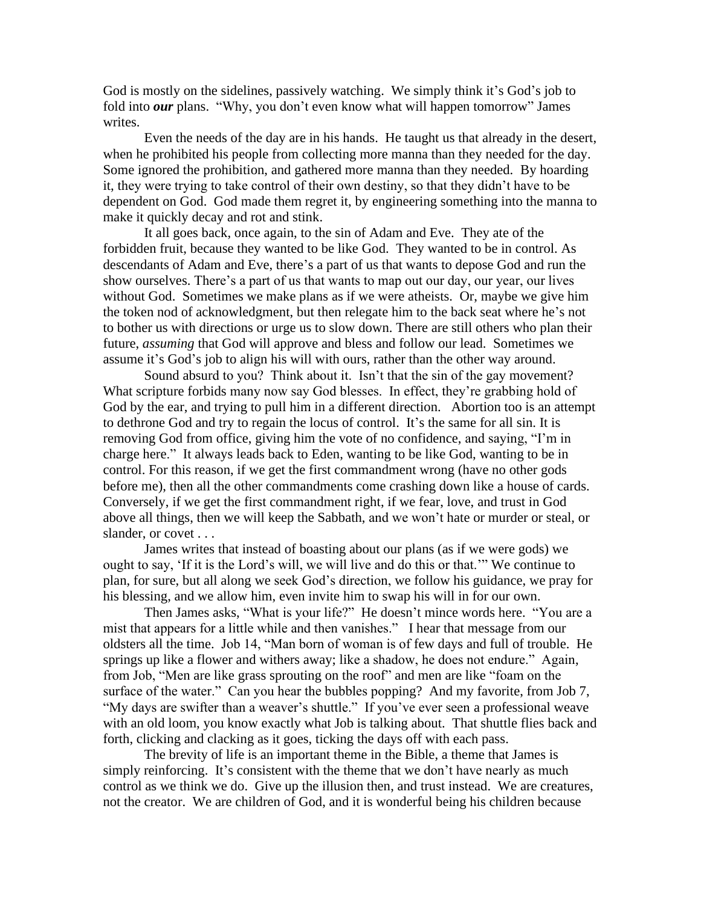God is mostly on the sidelines, passively watching. We simply think it's God's job to fold into ***our*** plans. "Why, you don't even know what will happen tomorrow" James writes.

Even the needs of the day are in his hands. He taught us that already in the desert, when he prohibited his people from collecting more manna than they needed for the day. Some ignored the prohibition, and gathered more manna than they needed. By hoarding it, they were trying to take control of their own destiny, so that they didn't have to be dependent on God. God made them regret it, by engineering something into the manna to make it quickly decay and rot and stink.

It all goes back, once again, to the sin of Adam and Eve. They ate of the forbidden fruit, because they wanted to be like God. They wanted to be in control. As descendants of Adam and Eve, there's a part of us that wants to depose God and run the show ourselves. There's a part of us that wants to map out our day, our year, our lives without God. Sometimes we make plans as if we were atheists. Or, maybe we give him the token nod of acknowledgment, but then relegate him to the back seat where he's not to bother us with directions or urge us to slow down. There are still others who plan their future, *assuming* that God will approve and bless and follow our lead. Sometimes we assume it's God's job to align his will with ours, rather than the other way around.

Sound absurd to you? Think about it. Isn't that the sin of the gay movement? What scripture forbids many now say God blesses. In effect, they're grabbing hold of God by the ear, and trying to pull him in a different direction. Abortion too is an attempt to dethrone God and try to regain the locus of control. It's the same for all sin. It is removing God from office, giving him the vote of no confidence, and saying, "I'm in charge here." It always leads back to Eden, wanting to be like God, wanting to be in control. For this reason, if we get the first commandment wrong (have no other gods before me), then all the other commandments come crashing down like a house of cards. Conversely, if we get the first commandment right, if we fear, love, and trust in God above all things, then we will keep the Sabbath, and we won't hate or murder or steal, or slander, or covet . . .

James writes that instead of boasting about our plans (as if we were gods) we ought to say, 'If it is the Lord's will, we will live and do this or that.'" We continue to plan, for sure, but all along we seek God's direction, we follow his guidance, we pray for his blessing, and we allow him, even invite him to swap his will in for our own.

Then James asks, "What is your life?" He doesn't mince words here. "You are a mist that appears for a little while and then vanishes." I hear that message from our oldsters all the time. Job 14, "Man born of woman is of few days and full of trouble. He springs up like a flower and withers away; like a shadow, he does not endure." Again, from Job, "Men are like grass sprouting on the roof" and men are like "foam on the surface of the water." Can you hear the bubbles popping? And my favorite, from Job 7, "My days are swifter than a weaver's shuttle." If you've ever seen a professional weave with an old loom, you know exactly what Job is talking about. That shuttle flies back and forth, clicking and clacking as it goes, ticking the days off with each pass.

The brevity of life is an important theme in the Bible, a theme that James is simply reinforcing. It's consistent with the theme that we don't have nearly as much control as we think we do. Give up the illusion then, and trust instead. We are creatures, not the creator. We are children of God, and it is wonderful being his children because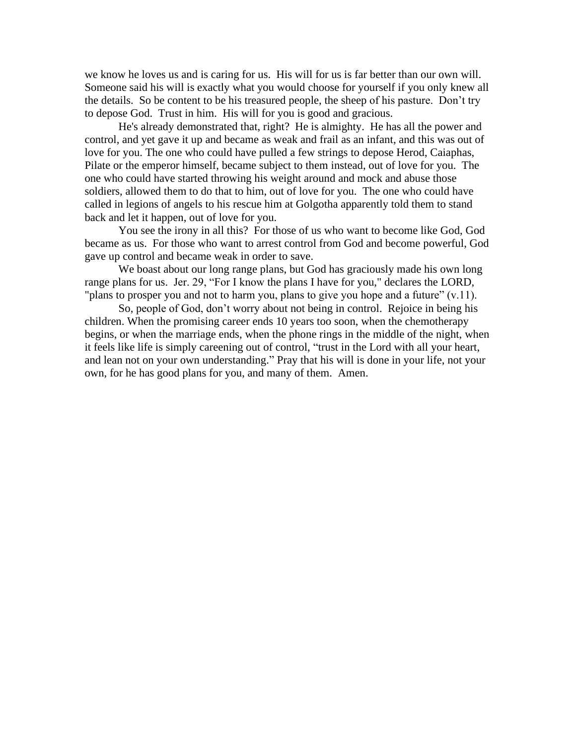we know he loves us and is caring for us. His will for us is far better than our own will. Someone said his will is exactly what you would choose for yourself if you only knew all the details. So be content to be his treasured people, the sheep of his pasture. Don't try to depose God. Trust in him. His will for you is good and gracious.

He's already demonstrated that, right? He is almighty. He has all the power and control, and yet gave it up and became as weak and frail as an infant, and this was out of love for you. The one who could have pulled a few strings to depose Herod, Caiaphas, Pilate or the emperor himself, became subject to them instead, out of love for you. The one who could have started throwing his weight around and mock and abuse those soldiers, allowed them to do that to him, out of love for you. The one who could have called in legions of angels to his rescue him at Golgotha apparently told them to stand back and let it happen, out of love for you.

You see the irony in all this? For those of us who want to become like God, God became as us. For those who want to arrest control from God and become powerful, God gave up control and became weak in order to save.

We boast about our long range plans, but God has graciously made his own long range plans for us. Jer. 29, "For I know the plans I have for you," declares the LORD, "plans to prosper you and not to harm you, plans to give you hope and a future" (v.11).

So, people of God, don't worry about not being in control. Rejoice in being his children. When the promising career ends 10 years too soon, when the chemotherapy begins, or when the marriage ends, when the phone rings in the middle of the night, when it feels like life is simply careening out of control, "trust in the Lord with all your heart, and lean not on your own understanding." Pray that his will is done in your life, not your own, for he has good plans for you, and many of them. Amen.